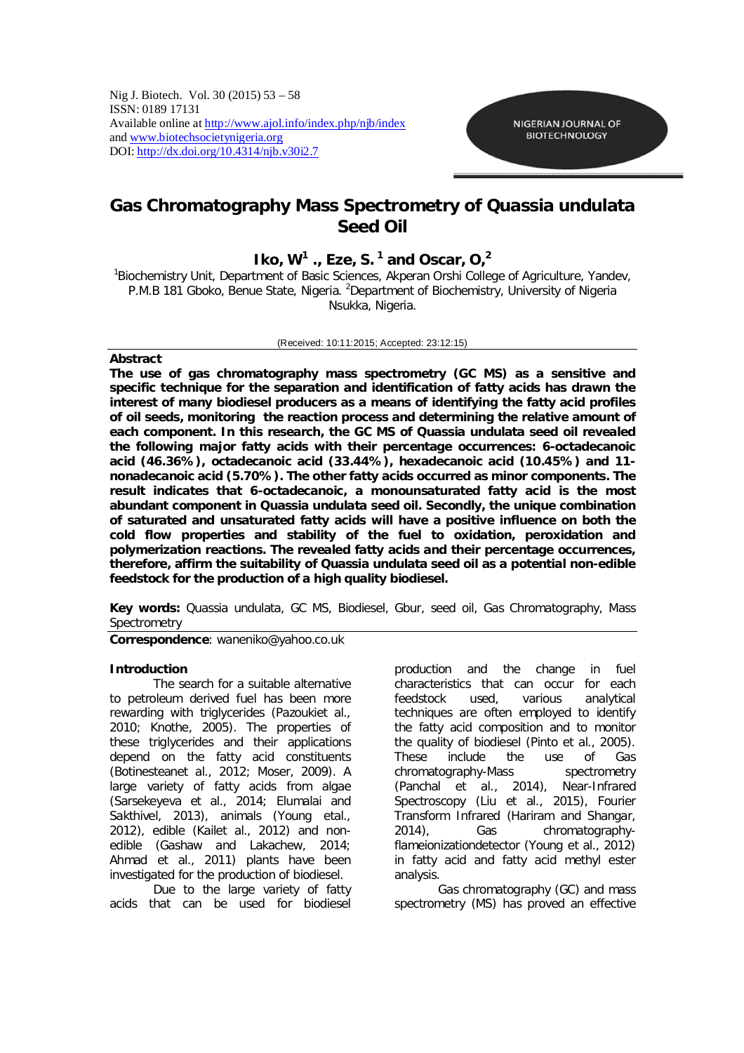Nig J. Biotech. Vol. 30 (2015) 53 – 58
ISSN: 0189 17131
Available online at http://www.ajol.info/index.php/njb/index
and www.biotechsocietynigeria.org
DOI: http://dx.doi.org/10.4314/njb.v30i2.7

NIGERIAN JOURNAL OF BIOTECHNOLOGY

# Gas Chromatography Mass Spectrometry of Quassia undulata Seed Oil

**Iko, W[1] ., Eze, S. [1] and Oscar, O,[2]**

[1]Biochemistry Unit, Department of Basic Sciences, Akperan Orshi College of Agriculture, Yandev, P.M.B 181 Gboko, Benue State, Nigeria. [2]Department of Biochemistry, University of Nigeria Nsukka, Nigeria.

(Received: 10:11:2015; Accepted: 23:12:15)

## Abstract

**The use of gas chromatography mass spectrometry (GC MS) as a sensitive and specific technique for the separation and identification of fatty acids has drawn the interest of many biodiesel producers as a means of identifying the fatty acid profiles of oil seeds, monitoring the reaction process and determining the relative amount of each component. In this research, the GC MS of Quassia undulata seed oil revealed the following major fatty acids with their percentage occurrences: 6-octadecanoic acid (46.36%), octadecanoic acid (33.44%), hexadecanoic acid (10.45%) and 11-nonadecanoic acid (5.70%). The other fatty acids occurred as minor components. The result indicates that 6-octadecanoic, a monounsaturated fatty acid is the most abundant component in Quassia undulata seed oil. Secondly, the unique combination of saturated and unsaturated fatty acids will have a positive influence on both the cold flow properties and stability of the fuel to oxidation, peroxidation and polymerization reactions. The revealed fatty acids and their percentage occurrences, therefore, affirm the suitability of Quassia undulata seed oil as a potential non-edible feedstock for the production of a high quality biodiesel.**

**Key words:** Quassia undulata, GC MS, Biodiesel, Gbur, seed oil, Gas Chromatography, Mass Spectrometry

**Correspondence**: waneniko@yahoo.co.uk

## Introduction

The search for a suitable alternative to petroleum derived fuel has been more rewarding with triglycerides (Pazoukiet al., 2010; Knothe, 2005). The properties of these triglycerides and their applications depend on the fatty acid constituents (Botinesteanet al., 2012; Moser, 2009). A large variety of fatty acids from algae (Sarsekeyeva et al., 2014; Elumalai and Sakthivel, 2013), animals (Young etal., 2012), edible (Kailet al., 2012) and non-edible (Gashaw and Lakachew, 2014; Ahmad et al., 2011) plants have been investigated for the production of biodiesel.

Due to the large variety of fatty acids that can be used for biodiesel production and the change in fuel characteristics that can occur for each feedstock used, various analytical techniques are often employed to identify the fatty acid composition and to monitor the quality of biodiesel (Pinto et al., 2005). These include the use of Gas chromatography-Mass spectrometry (Panchal et al., 2014), Near-Infrared Spectroscopy (Liu et al., 2015), Fourier Transform Infrared (Hariram and Shangar, 2014), Gas chromatography-flameionizationdetector (Young et al., 2012) in fatty acid and fatty acid methyl ester analysis.

Gas chromatography (GC) and mass spectrometry (MS) has proved an effective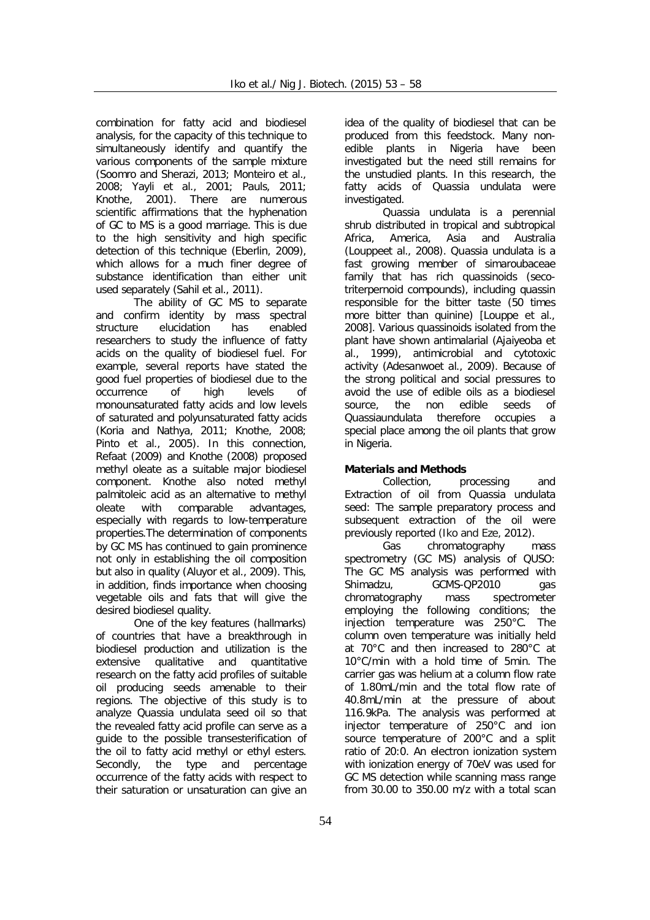combination for fatty acid and biodiesel analysis, for the capacity of this technique to simultaneously identify and quantify the various components of the sample mixture (Soomro and Sherazi, 2013; Monteiro et al., 2008; Yayli et al., 2001; Pauls, 2011; Knothe, 2001). There are numerous scientific affirmations that the hyphenation of GC to MS is a good marriage. This is due to the high sensitivity and high specific detection of this technique (Eberlin, 2009), which allows for a much finer degree of substance identification than either unit used separately (Sahil et al., 2011).

The ability of GC MS to separate and confirm identity by mass spectral structure elucidation has enabled researchers to study the influence of fatty acids on the quality of biodiesel fuel. For example, several reports have stated the good fuel properties of biodiesel due to the occurrence of high levels of monounsaturated fatty acids and low levels of saturated and polyunsaturated fatty acids (Koria and Nathya, 2011; Knothe, 2008; Pinto et al., 2005). In this connection, Refaat (2009) and Knothe (2008) proposed methyl oleate as a suitable major biodiesel component. Knothe also noted methyl palmitoleic acid as an alternative to methyl oleate with comparable advantages, especially with regards to low-temperature properties.The determination of components by GC MS has continued to gain prominence not only in establishing the oil composition but also in quality (Aluyor et al., 2009). This, in addition, finds importance when choosing vegetable oils and fats that will give the desired biodiesel quality.

One of the key features (hallmarks) of countries that have a breakthrough in biodiesel production and utilization is the extensive qualitative and quantitative research on the fatty acid profiles of suitable oil producing seeds amenable to their regions. The objective of this study is to analyze Quassia undulata seed oil so that the revealed fatty acid profile can serve as a guide to the possible transesterification of the oil to fatty acid methyl or ethyl esters. Secondly, the type and percentage occurrence of the fatty acids with respect to their saturation or unsaturation can give an idea of the quality of biodiesel that can be produced from this feedstock. Many non-edible plants in Nigeria have been investigated but the need still remains for the unstudied plants. In this research, the fatty acids of Quassia undulata were investigated.

Quassia undulata is a perennial shrub distributed in tropical and subtropical Africa, America, Asia and Australia (Louppeet al., 2008). Quassia undulata is a fast growing member of simaroubaceae family that has rich quassinoids (seco-triterpernoid compounds), including quassin responsible for the bitter taste (50 times more bitter than quinine) [Louppe et al., 2008]. Various quassinoids isolated from the plant have shown antimalarial (Ajaiyeoba et al., 1999), antimicrobial and cytotoxic activity (Adesanwoet al., 2009). Because of the strong political and social pressures to avoid the use of edible oils as a biodiesel source, the non edible seeds of Quassiaundulata therefore occupies a special place among the oil plants that grow in Nigeria.

## Materials and Methods

Collection, processing and Extraction of oil from Quassia undulata seed: The sample preparatory process and subsequent extraction of the oil were previously reported (Iko and Eze, 2012).

Gas chromatography mass spectrometry (GC MS) analysis of QUSO: The GC MS analysis was performed with Shimadzu, GCMS-QP2010 gas chromatography mass spectrometer employing the following conditions; the injection temperature was 250°C. The column oven temperature was initially held at 70°C and then increased to 280°C at 10°C/min with a hold time of 5min. The carrier gas was helium at a column flow rate of 1.80mL/min and the total flow rate of 40.8mL/min at the pressure of about 116.9kPa. The analysis was performed at injector temperature of 250°C and ion source temperature of 200°C and a split ratio of 20:0. An electron ionization system with ionization energy of 70eV was used for GC MS detection while scanning mass range from 30.00 to 350.00 m/z with a total scan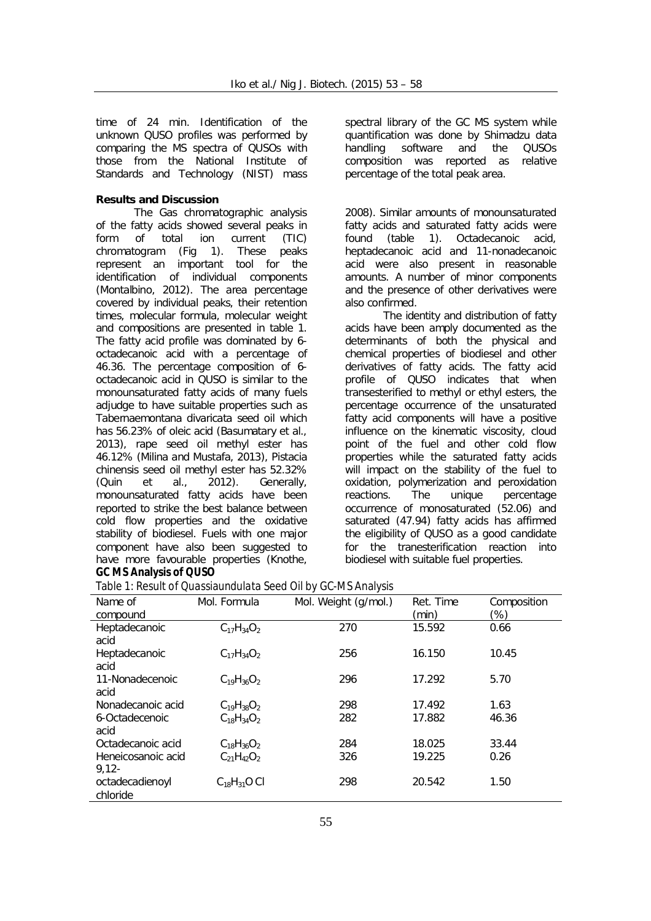time of 24 min. Identification of the unknown QUSO profiles was performed by comparing the MS spectra of QUSOs with those from the National Institute of Standards and Technology (NIST) mass spectral library of the GC MS system while quantification was done by Shimadzu data handling software and the QUSOs composition was reported as relative percentage of the total peak area.

**Results and Discussion**

The Gas chromatographic analysis of the fatty acids showed several peaks in form of total ion current (TIC) chromatogram (Fig 1). These peaks represent an important tool for the identification of individual components (Montalbino, 2012). The area percentage covered by individual peaks, their retention times, molecular formula, molecular weight and compositions are presented in table 1. The fatty acid profile was dominated by 6-octadecanoic acid with a percentage of 46.36. The percentage composition of 6-octadecanoic acid in QUSO is similar to the monounsaturated fatty acids of many fuels adjudge to have suitable properties such as *Tabernaemontana divaricata* seed oil which has 56.23% of oleic acid (Basumatary et al., 2013), rape seed oil methyl ester has 46.12% (Milina and Mustafa, 2013), *Pistacia chinensis* seed oil methyl ester has 52.32% (Quin et al., 2012). Generally, monounsaturated fatty acids have been reported to strike the best balance between cold flow properties and the oxidative stability of biodiesel. Fuels with one major component have also been suggested to have more favourable properties (Knothe, 2008). Similar amounts of monounsaturated fatty acids and saturated fatty acids were found (table 1). Octadecanoic acid, heptadecanoic acid and 11-nonadecanoic acid were also present in reasonable amounts. A number of minor components and the presence of other derivatives were also confirmed.

The identity and distribution of fatty acids have been amply documented as the determinants of both the physical and chemical properties of biodiesel and other derivatives of fatty acids. The fatty acid profile of QUSO indicates that when transesterified to methyl or ethyl esters, the percentage occurrence of the unsaturated fatty acid components will have a positive influence on the kinematic viscosity, cloud point of the fuel and other cold flow properties while the saturated fatty acids will impact on the stability of the fuel to oxidation, polymerization and peroxidation reactions. The unique percentage occurrence of monosaturated (52.06) and saturated (47.94) fatty acids has affirmed the eligibility of QUSO as a good candidate for the tranesterification reaction into biodiesel with suitable fuel properties.

**GC MS Analysis of QUSO**

*Table 1: Result of Quassiaundulata Seed Oil by GC-MS Analysis*

| Name of compound | Mol. Formula | Mol. Weight (g/mol.) | Ret. Time (min) | Composition (%) |
|---|---|---|---|---|
| Heptadecanoic acid | $C_{17}H_{34}O_2$ | 270 | 15.592 | 0.66 |
| Heptadecanoic acid | $C_{17}H_{34}O_2$ | 256 | 16.150 | 10.45 |
| 11-Nonadecenoic acid | $C_{19}H_{36}O_2$ | 296 | 17.292 | 5.70 |
| Nonadecanoic acid | $C_{19}H_{38}O_2$ | 298 | 17.492 | 1.63 |
| 6-Octadecenoic acid | $C_{18}H_{34}O_2$ | 282 | 17.882 | 46.36 |
| Octadecanoic acid | $C_{18}H_{36}O_2$ | 284 | 18.025 | 33.44 |
| Heneicosanoic acid | $C_{21}H_{42}O_2$ | 326 | 19.225 | 0.26 |
| 9,12-octadecadienoyl chloride | $C_{18}H_{31}O\,Cl$ | 298 | 20.542 | 1.50 |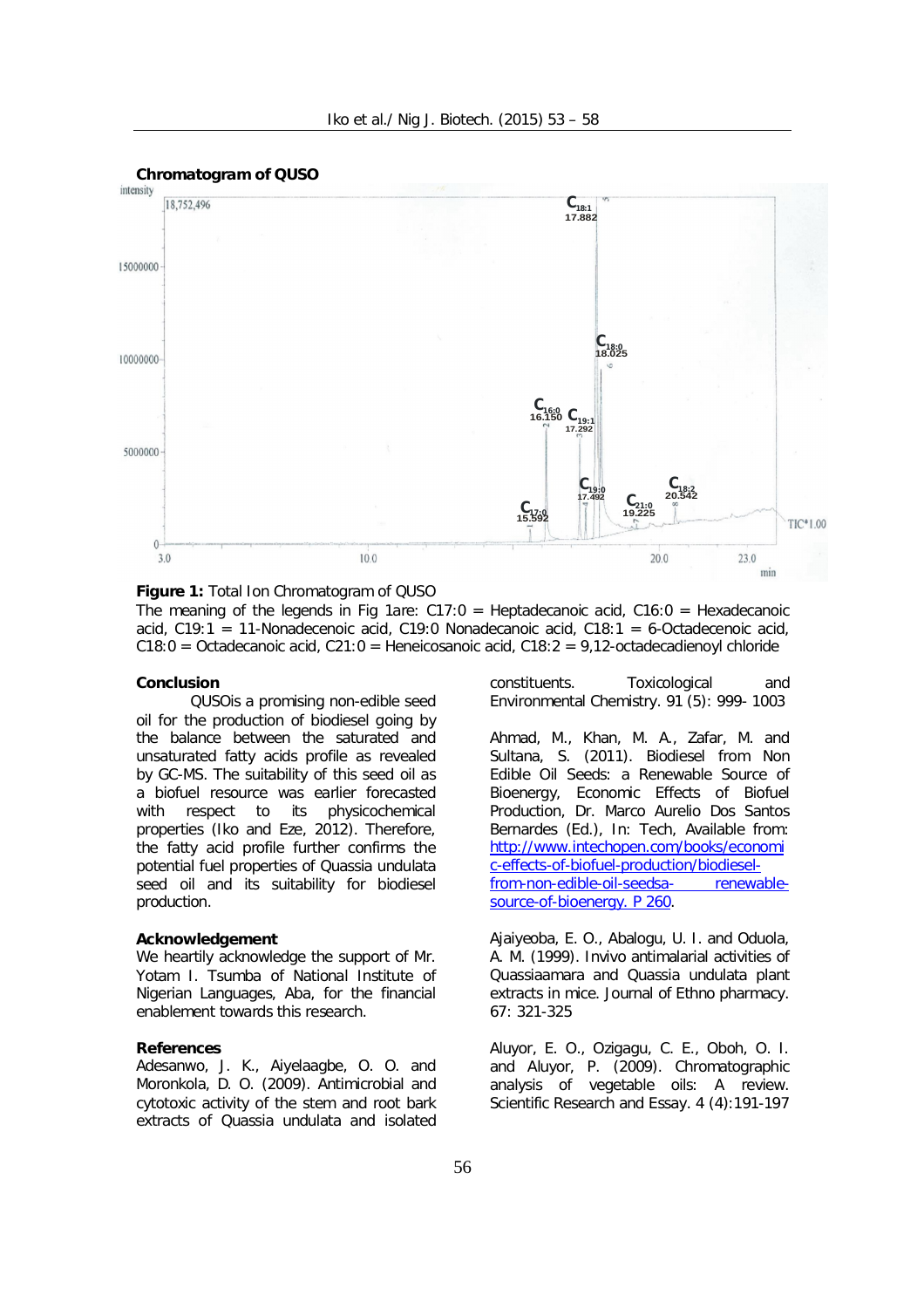**Chromatogram of QUSO**

**Figure 1:** Total Ion Chromatogram of QUSO

The meaning of the legends in Fig 1are: C17:0 = Heptadecanoic acid, C16:0 = Hexadecanoic acid, C19:1 = 11-Nonadecenoic acid, C19:0 Nonadecanoic acid, C18:1 = 6-Octadecenoic acid, C18:0 = Octadecanoic acid, C21:0 = Heneicosanoic acid, C18:2 = 9,12-octadecadienoyl chloride

## Conclusion

QUSOis a promising non-edible seed oil for the production of biodiesel going by the balance between the saturated and unsaturated fatty acids profile as revealed by GC-MS. The suitability of this seed oil as a biofuel resource was earlier forecasted with respect to its physicochemical properties (Iko and Eze, 2012). Therefore, the fatty acid profile further confirms the potential fuel properties of Quassia undulata seed oil and its suitability for biodiesel production.

## Acknowledgement

We heartily acknowledge the support of Mr. Yotam I. Tsumba of National Institute of Nigerian Languages, Aba, for the financial enablement towards this research.

## References

Adesanwo, J. K., Aiyelaagbe, O. O. and Moronkola, D. O. (2009). Antimicrobial and cytotoxic activity of the stem and root bark extracts of Quassia undulata and isolated constituents. Toxicological and Environmental Chemistry. 91 (5): 999- 1003

Ahmad, M., Khan, M. A., Zafar, M. and Sultana, S. (2011). Biodiesel from Non Edible Oil Seeds: a Renewable Source of Bioenergy, Economic Effects of Biofuel Production, Dr. Marco Aurelio Dos Santos Bernardes (Ed.), In: Tech, Available from: http://www.intechopen.com/books/economic-effects-of-biofuel-production/biodiesel-from-non-edible-oil-seedsa- renewable-source-of-bioenergy. P 260.

Ajaiyeoba, E. O., Abalogu, U. I. and Oduola, A. M. (1999). Invivo antimalarial activities of Quassiaamara and Quassia undulata plant extracts in mice. Journal of Ethno pharmacy. 67: 321-325

Aluyor, E. O., Ozigagu, C. E., Oboh, O. I. and Aluyor, P. (2009). Chromatographic analysis of vegetable oils: A review. Scientific Research and Essay. 4 (4):191-197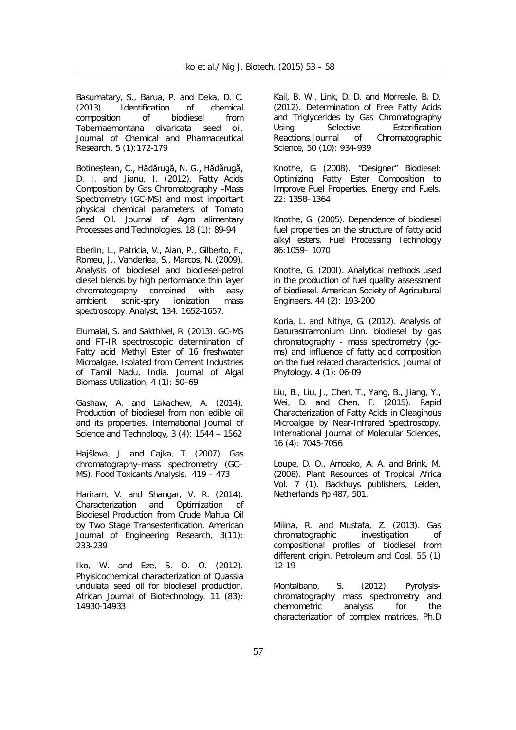Basumatary, S., Barua, P. and Deka, D. C. (2013). Identification of chemical composition of biodiesel from Tabernaemontana divaricata seed oil. Journal of Chemical and Pharmaceutical Research. 5 (1):172-179

Botineștean, C., Hădărugă, N. G., Hădărugă, D. I. and Jianu, I. (2012). Fatty Acids Composition by Gas Chromatography –Mass Spectrometry (GC-MS) and most important physical chemical parameters of Tomato Seed Oil. Journal of Agro alimentary Processes and Technologies. 18 (1): 89-94

Eberlin, L., Patricia, V., Alan, P., Gilberto, F., Romeu, J., Vanderlea, S., Marcos, N. (2009). Analysis of biodiesel and biodiesel-petrol diesel blends by high performance thin layer chromatography combined with easy ambient sonic-spry ionization mass spectroscopy. Analyst, 134: 1652-1657.

Elumalai, S. and Sakthivel, R. (2013). GC-MS and FT-IR spectroscopic determination of Fatty acid Methyl Ester of 16 freshwater Microalgae, Isolated from Cement Industries of Tamil Nadu, India. Journal of Algal Biomass Utilization, 4 (1): 50–69

Gashaw, A. and Lakachew, A. (2014). Production of biodiesel from non edible oil and its properties. International Journal of Science and Technology, 3 (4): 1544 – 1562

Hajšlová, J. and Cajka, T. (2007). Gas chromatography–mass spectrometry (GC–MS). Food Toxicants Analysis. 419 – 473

Hariram, V. and Shangar, V. R. (2014). Characterization and Optimization of Biodiesel Production from Crude Mahua Oil by Two Stage Transesterification. American Journal of Engineering Research, 3(11): 233-239

Iko, W. and Eze, S. O. O. (2012). Phyisicochemical characterization of Quassia undulata seed oil for biodiesel production. African Journal of Biotechnology. 11 (83): 14930-14933

Kail, B. W., Link, D. D. and Morreale, B. D. (2012). Determination of Free Fatty Acids and Triglycerides by Gas Chromatography Using Selective Esterification Reactions.Journal of Chromatographic Science, 50 (10): 934-939

Knothe, G (2008). "Designer" Biodiesel: Optimizing Fatty Ester Composition to Improve Fuel Properties. Energy and Fuels. 22: 1358–1364

Knothe, G. (2005). Dependence of biodiesel fuel properties on the structure of fatty acid alkyl esters. Fuel Processing Technology 86:1059– 1070

Knothe, G. (200I). Analytical methods used in the production of fuel quality assessment of biodiesel. American Society of Agricultural Engineers. 44 (2): 193-200

Koria, L. and Nithya, G. (2012). Analysis of Daturastramonium Linn. biodiesel by gas chromatography - mass spectrometry (gc-ms) and influence of fatty acid composition on the fuel related characteristics. Journal of Phytology. 4 (1): 06-09

Liu, B., Liu, J., Chen, T., Yang, B., Jiang, Y., Wei, D. and Chen, F. (2015). Rapid Characterization of Fatty Acids in Oleaginous Microalgae by Near-Infrared Spectroscopy. International Journal of Molecular Sciences, 16 (4): 7045-7056

Loupe, D. O., Amoako, A. A. and Brink, M. (2008). Plant Resources of Tropical Africa Vol. 7 (1). Backhuys publishers, Leiden, Netherlands Pp 487, 501.

Milina, R. and Mustafa, Z. (2013). Gas chromatographic investigation of compositional profiles of biodiesel from different origin. Petroleum and Coal. 55 (1) 12-19

Montalbano, S. (2012). Pyrolysis-chromatography mass spectrometry and chemometric analysis for the characterization of complex matrices. Ph.D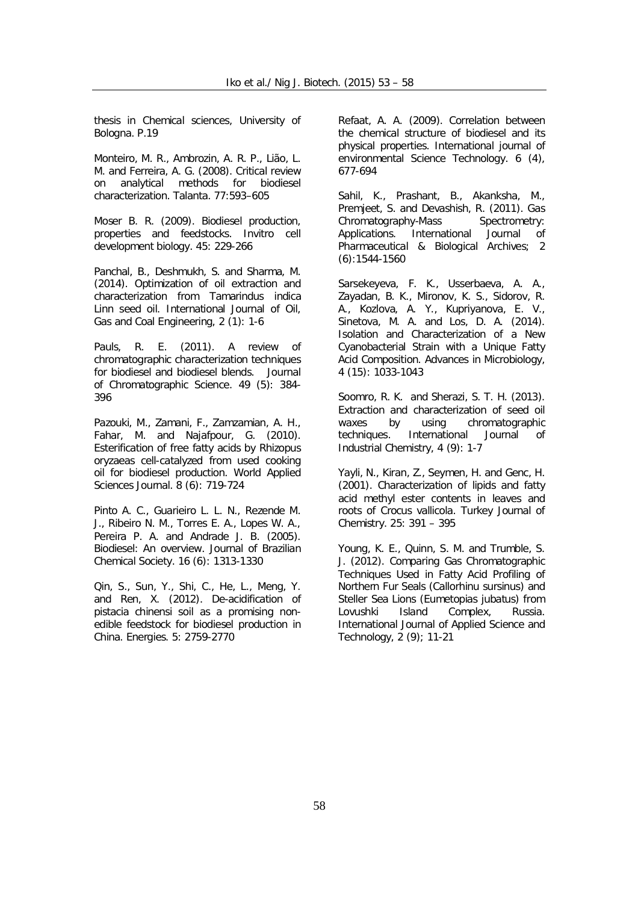thesis in Chemical sciences, University of Bologna. P.19

Monteiro, M. R., Ambrozin, A. R. P., Lião, L. M. and Ferreira, A. G. (2008). Critical review on analytical methods for biodiesel characterization. Talanta. 77:593–605

Moser B. R. (2009). Biodiesel production, properties and feedstocks. Invitro cell development biology. 45: 229-266

Panchal, B., Deshmukh, S. and Sharma, M. (2014). Optimization of oil extraction and characterization from Tamarindus indica Linn seed oil. International Journal of Oil, Gas and Coal Engineering, 2 (1): 1-6

Pauls, R. E. (2011). A review of chromatographic characterization techniques for biodiesel and biodiesel blends. Journal of Chromatographic Science. 49 (5): 384-396

Pazouki, M., Zamani, F., Zamzamian, A. H., Fahar, M. and Najafpour, G. (2010). Esterification of free fatty acids by Rhizopus oryzaeas cell-catalyzed from used cooking oil for biodiesel production. World Applied Sciences Journal. 8 (6): 719-724

Pinto A. C., Guarieiro L. L. N., Rezende M. J., Ribeiro N. M., Torres E. A., Lopes W. A., Pereira P. A. and Andrade J. B. (2005). Biodiesel: An overview. Journal of Brazilian Chemical Society. 16 (6): 1313-1330

Qin, S., Sun, Y., Shi, C., He, L., Meng, Y. and Ren, X. (2012). De-acidification of pistacia chinensi soil as a promising non-edible feedstock for biodiesel production in China. Energies. 5: 2759-2770

Refaat, A. A. (2009). Correlation between the chemical structure of biodiesel and its physical properties. International journal of environmental Science Technology. 6 (4), 677-694

Sahil, K., Prashant, B., Akanksha, M., Premjeet, S. and Devashish, R. (2011). Gas Chromatography-Mass Spectrometry: Applications. International Journal of Pharmaceutical & Biological Archives; 2 (6):1544-1560

Sarsekeyeva, F. K., Usserbaeva, A. A., Zayadan, B. K., Mironov, K. S., Sidorov, R. A., Kozlova, A. Y., Kupriyanova, E. V., Sinetova, M. A. and Los, D. A. (2014). Isolation and Characterization of a New Cyanobacterial Strain with a Unique Fatty Acid Composition. Advances in Microbiology, 4 (15): 1033-1043

Soomro, R. K. and Sherazi, S. T. H. (2013). Extraction and characterization of seed oil waxes by using chromatographic techniques. International Journal of Industrial Chemistry, 4 (9): 1-7

Yayli, N., Kiran, Z., Seymen, H. and Genc, H. (2001). Characterization of lipids and fatty acid methyl ester contents in leaves and roots of Crocus vallicola. Turkey Journal of Chemistry. 25: 391 – 395

Young, K. E., Quinn, S. M. and Trumble, S. J. (2012). Comparing Gas Chromatographic Techniques Used in Fatty Acid Profiling of Northern Fur Seals (Callorhinu sursinus) and Steller Sea Lions (Eumetopias jubatus) from Lovushki Island Complex, Russia. International Journal of Applied Science and Technology, 2 (9); 11-21